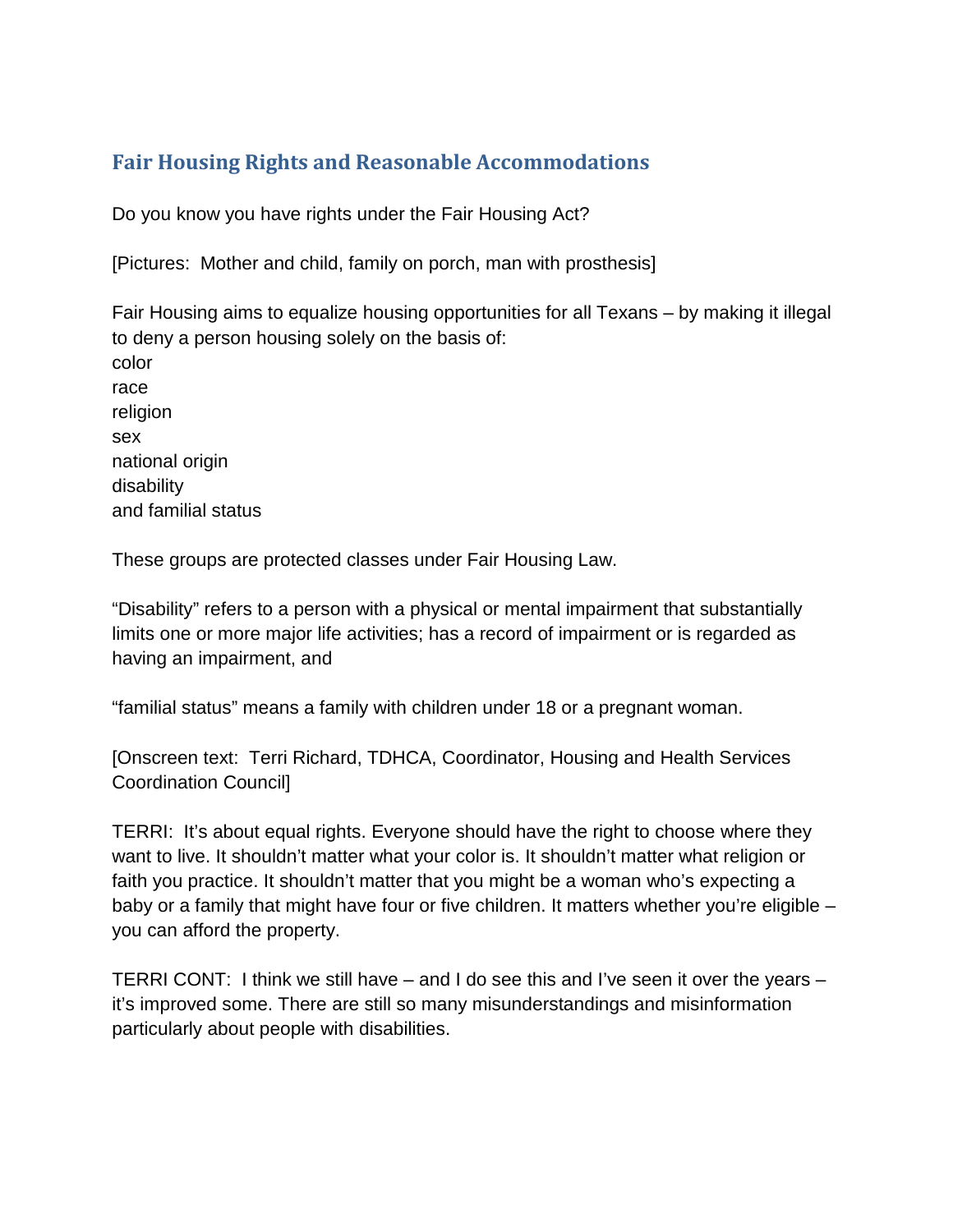## Fair Housing Rights and Reasonable Accommodations

Do you know you have rights under the Fair Housing Act?

[Pictures: Mother and child, family on porch, man with prosthesis]

Fair Housing aims to equalize housing opportunities for all Texans – by making it illegal to deny a person housing solely on the basis of:
color
race
religion
sex
national origin
disability
and familial status

These groups are protected classes under Fair Housing Law.

"Disability" refers to a person with a physical or mental impairment that substantially limits one or more major life activities; has a record of impairment or is regarded as having an impairment, and

"familial status" means a family with children under 18 or a pregnant woman.

[Onscreen text: Terri Richard, TDHCA, Coordinator, Housing and Health Services Coordination Council]

TERRI: It's about equal rights. Everyone should have the right to choose where they want to live. It shouldn't matter what your color is. It shouldn't matter what religion or faith you practice. It shouldn't matter that you might be a woman who's expecting a baby or a family that might have four or five children. It matters whether you're eligible – you can afford the property.

TERRI CONT: I think we still have – and I do see this and I've seen it over the years – it's improved some. There are still so many misunderstandings and misinformation particularly about people with disabilities.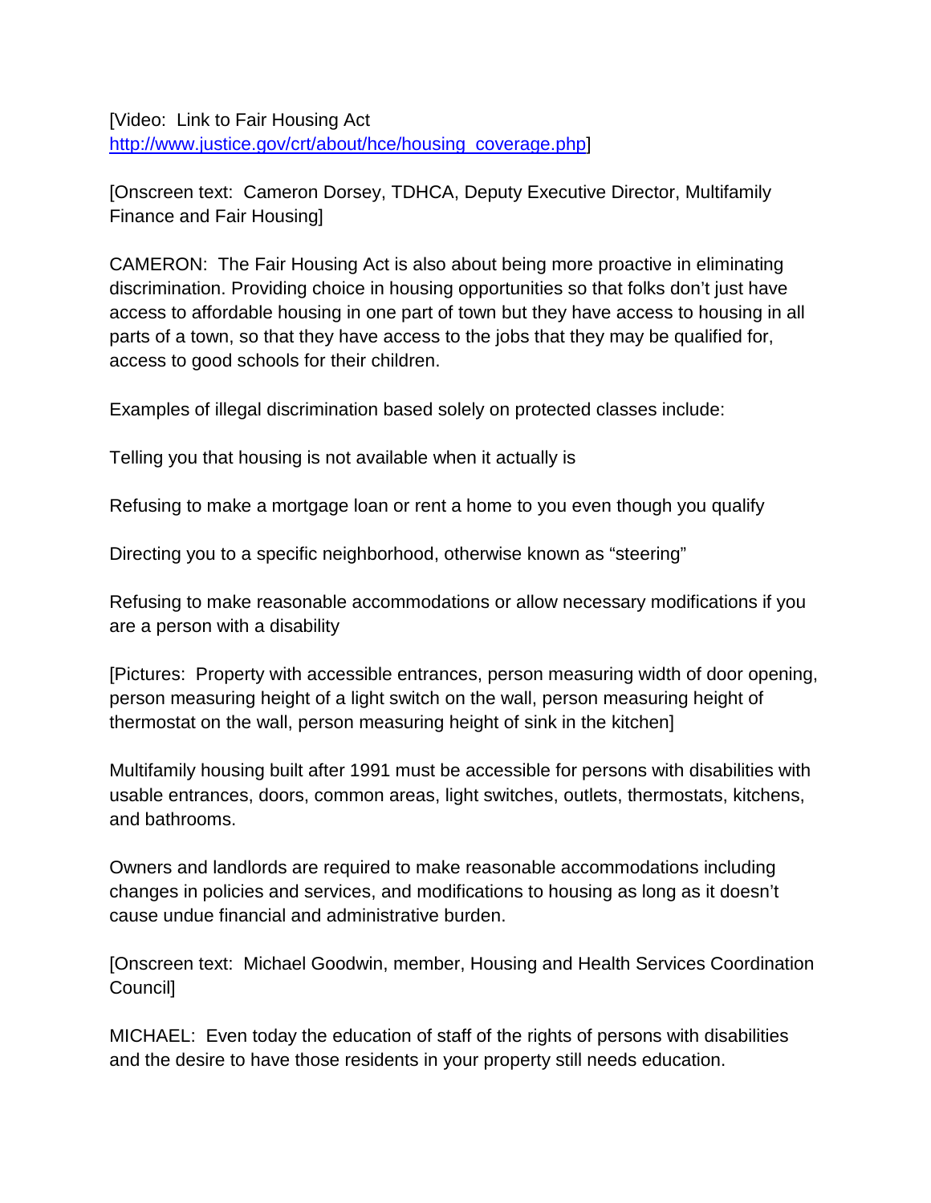[Video: Link to Fair Housing Act http://www.justice.gov/crt/about/hce/housing_coverage.php]

[Onscreen text: Cameron Dorsey, TDHCA, Deputy Executive Director, Multifamily Finance and Fair Housing]

CAMERON: The Fair Housing Act is also about being more proactive in eliminating discrimination. Providing choice in housing opportunities so that folks don't just have access to affordable housing in one part of town but they have access to housing in all parts of a town, so that they have access to the jobs that they may be qualified for, access to good schools for their children.

Examples of illegal discrimination based solely on protected classes include:

Telling you that housing is not available when it actually is

Refusing to make a mortgage loan or rent a home to you even though you qualify

Directing you to a specific neighborhood, otherwise known as "steering"

Refusing to make reasonable accommodations or allow necessary modifications if you are a person with a disability

[Pictures: Property with accessible entrances, person measuring width of door opening, person measuring height of a light switch on the wall, person measuring height of thermostat on the wall, person measuring height of sink in the kitchen]

Multifamily housing built after 1991 must be accessible for persons with disabilities with usable entrances, doors, common areas, light switches, outlets, thermostats, kitchens, and bathrooms.

Owners and landlords are required to make reasonable accommodations including changes in policies and services, and modifications to housing as long as it doesn't cause undue financial and administrative burden.

[Onscreen text: Michael Goodwin, member, Housing and Health Services Coordination Council]

MICHAEL: Even today the education of staff of the rights of persons with disabilities and the desire to have those residents in your property still needs education.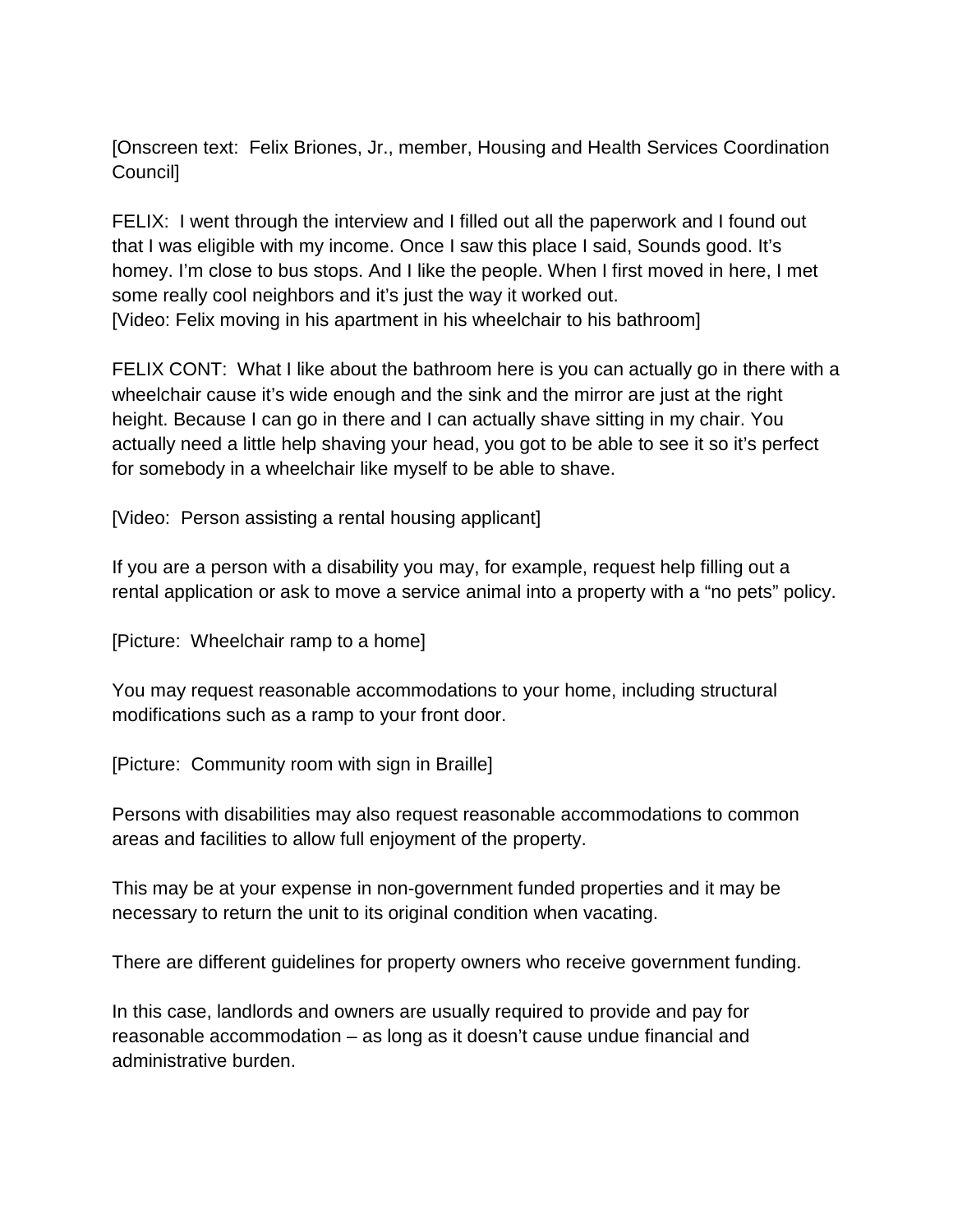[Onscreen text: Felix Briones, Jr., member, Housing and Health Services Coordination Council]

FELIX: I went through the interview and I filled out all the paperwork and I found out that I was eligible with my income. Once I saw this place I said, Sounds good. It's homey. I'm close to bus stops. And I like the people. When I first moved in here, I met some really cool neighbors and it's just the way it worked out.
[Video: Felix moving in his apartment in his wheelchair to his bathroom]

FELIX CONT: What I like about the bathroom here is you can actually go in there with a wheelchair cause it's wide enough and the sink and the mirror are just at the right height. Because I can go in there and I can actually shave sitting in my chair. You actually need a little help shaving your head, you got to be able to see it so it's perfect for somebody in a wheelchair like myself to be able to shave.

[Video: Person assisting a rental housing applicant]

If you are a person with a disability you may, for example, request help filling out a rental application or ask to move a service animal into a property with a "no pets" policy.

[Picture: Wheelchair ramp to a home]

You may request reasonable accommodations to your home, including structural modifications such as a ramp to your front door.

[Picture: Community room with sign in Braille]

Persons with disabilities may also request reasonable accommodations to common areas and facilities to allow full enjoyment of the property.

This may be at your expense in non-government funded properties and it may be necessary to return the unit to its original condition when vacating.

There are different guidelines for property owners who receive government funding.

In this case, landlords and owners are usually required to provide and pay for reasonable accommodation – as long as it doesn't cause undue financial and administrative burden.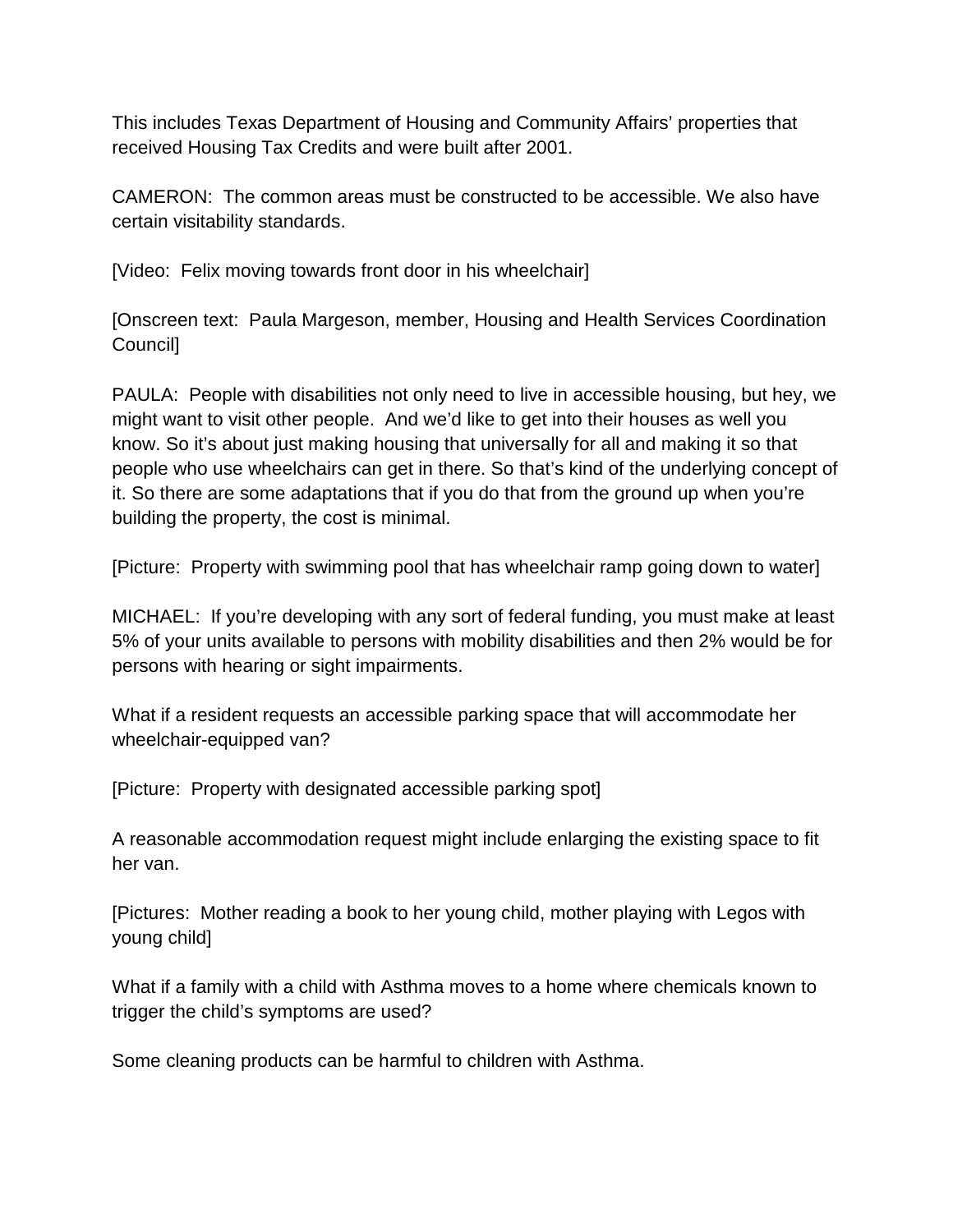This includes Texas Department of Housing and Community Affairs' properties that received Housing Tax Credits and were built after 2001.

CAMERON: The common areas must be constructed to be accessible. We also have certain visitability standards.

[Video: Felix moving towards front door in his wheelchair]

[Onscreen text: Paula Margeson, member, Housing and Health Services Coordination Council]

PAULA: People with disabilities not only need to live in accessible housing, but hey, we might want to visit other people. And we'd like to get into their houses as well you know. So it's about just making housing that universally for all and making it so that people who use wheelchairs can get in there. So that's kind of the underlying concept of it. So there are some adaptations that if you do that from the ground up when you're building the property, the cost is minimal.

[Picture: Property with swimming pool that has wheelchair ramp going down to water]

MICHAEL: If you're developing with any sort of federal funding, you must make at least 5% of your units available to persons with mobility disabilities and then 2% would be for persons with hearing or sight impairments.

What if a resident requests an accessible parking space that will accommodate her wheelchair-equipped van?

[Picture: Property with designated accessible parking spot]

A reasonable accommodation request might include enlarging the existing space to fit her van.

[Pictures: Mother reading a book to her young child, mother playing with Legos with young child]

What if a family with a child with Asthma moves to a home where chemicals known to trigger the child's symptoms are used?

Some cleaning products can be harmful to children with Asthma.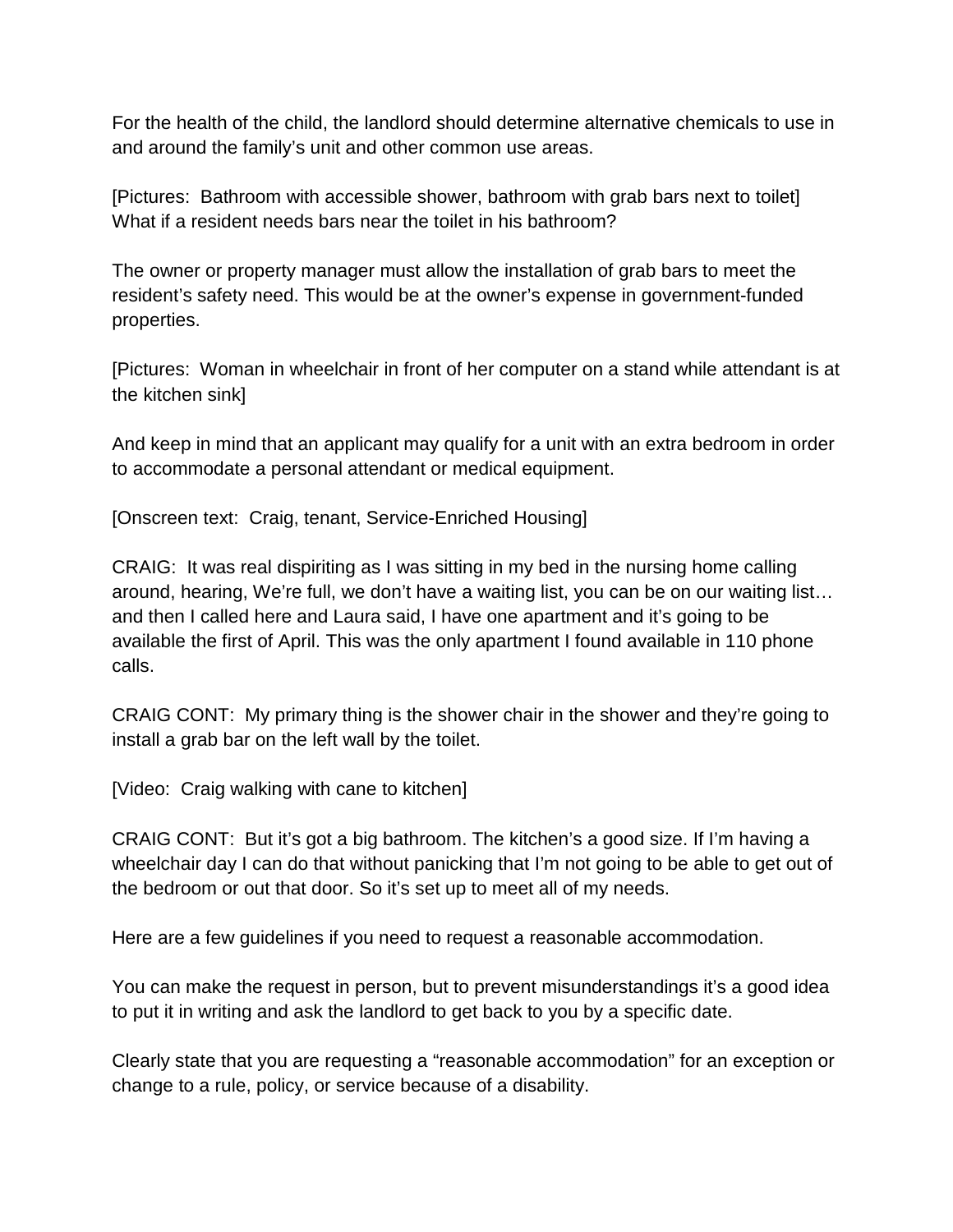For the health of the child, the landlord should determine alternative chemicals to use in and around the family's unit and other common use areas.

[Pictures: Bathroom with accessible shower, bathroom with grab bars next to toilet]
What if a resident needs bars near the toilet in his bathroom?

The owner or property manager must allow the installation of grab bars to meet the resident's safety need. This would be at the owner's expense in government-funded properties.

[Pictures: Woman in wheelchair in front of her computer on a stand while attendant is at the kitchen sink]

And keep in mind that an applicant may qualify for a unit with an extra bedroom in order to accommodate a personal attendant or medical equipment.

[Onscreen text: Craig, tenant, Service-Enriched Housing]

CRAIG: It was real dispiriting as I was sitting in my bed in the nursing home calling around, hearing, We're full, we don't have a waiting list, you can be on our waiting list… and then I called here and Laura said, I have one apartment and it's going to be available the first of April. This was the only apartment I found available in 110 phone calls.

CRAIG CONT: My primary thing is the shower chair in the shower and they're going to install a grab bar on the left wall by the toilet.

[Video: Craig walking with cane to kitchen]

CRAIG CONT: But it's got a big bathroom. The kitchen's a good size. If I'm having a wheelchair day I can do that without panicking that I'm not going to be able to get out of the bedroom or out that door. So it's set up to meet all of my needs.

Here are a few guidelines if you need to request a reasonable accommodation.

You can make the request in person, but to prevent misunderstandings it's a good idea to put it in writing and ask the landlord to get back to you by a specific date.

Clearly state that you are requesting a "reasonable accommodation" for an exception or change to a rule, policy, or service because of a disability.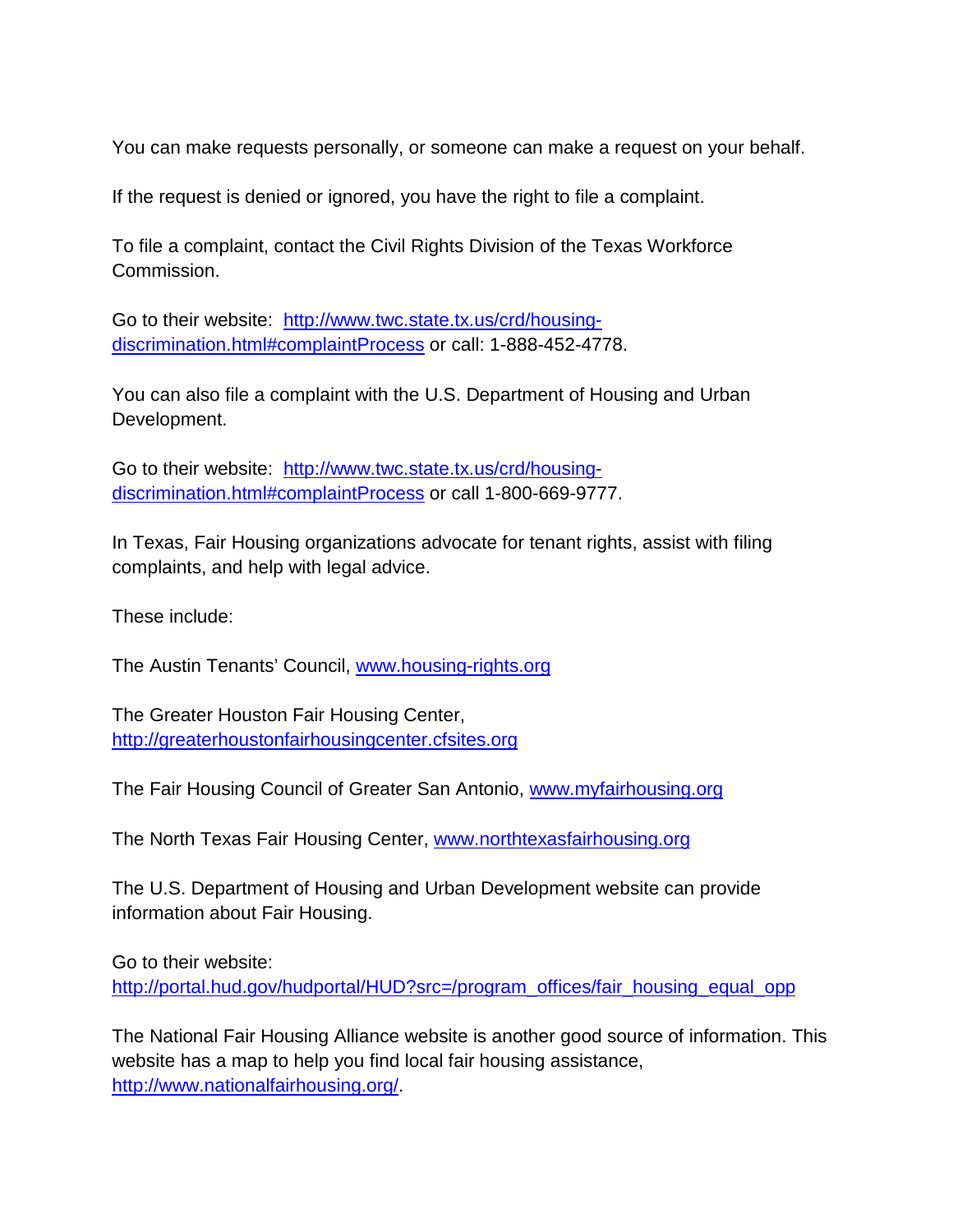You can make requests personally, or someone can make a request on your behalf.

If the request is denied or ignored, you have the right to file a complaint.

To file a complaint, contact the Civil Rights Division of the Texas Workforce Commission.

Go to their website: [http://www.twc.state.tx.us/crd/housing-discrimination.html#complaintProcess](http://www.twc.state.tx.us/crd/housing-discrimination.html#complaintProcess) or call: 1-888-452-4778.

You can also file a complaint with the U.S. Department of Housing and Urban Development.

Go to their website: [http://www.twc.state.tx.us/crd/housing-discrimination.html#complaintProcess](http://www.twc.state.tx.us/crd/housing-discrimination.html#complaintProcess) or call 1-800-669-9777.

In Texas, Fair Housing organizations advocate for tenant rights, assist with filing complaints, and help with legal advice.

These include:

The Austin Tenants' Council, [www.housing-rights.org](http://www.housing-rights.org)

The Greater Houston Fair Housing Center, [http://greaterhoustonfairhousingcenter.cfsites.org](http://greaterhoustonfairhousingcenter.cfsites.org)

The Fair Housing Council of Greater San Antonio, [www.myfairhousing.org](http://www.myfairhousing.org)

The North Texas Fair Housing Center, [www.northtexasfairhousing.org](http://www.northtexasfairhousing.org)

The U.S. Department of Housing and Urban Development website can provide information about Fair Housing.

Go to their website: [http://portal.hud.gov/hudportal/HUD?src=/program_offices/fair_housing_equal_opp](http://portal.hud.gov/hudportal/HUD?src=/program_offices/fair_housing_equal_opp)

The National Fair Housing Alliance website is another good source of information. This website has a map to help you find local fair housing assistance, [http://www.nationalfairhousing.org/](http://www.nationalfairhousing.org/).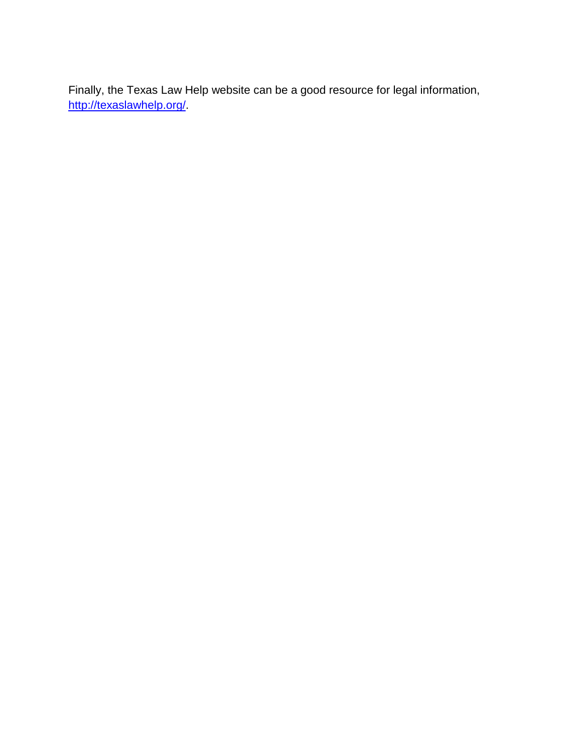Finally, the Texas Law Help website can be a good resource for legal information, [http://texaslawhelp.org/](http://texaslawhelp.org/).